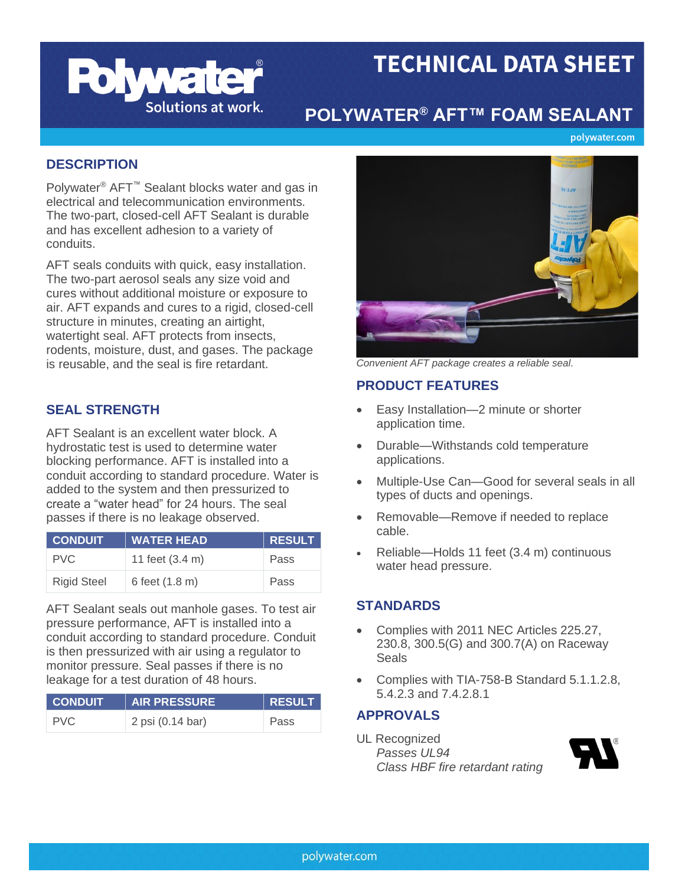# TECHNICAL DATA SHEET

## POLYWATER® AFT™ FOAM SEALANT

### DESCRIPTION

Polywater® AFT™ Sealant blocks water and gas in electrical and telecommunication environments. The two-part, closed-cell AFT Sealant is durable and has excellent adhesion to a variety of conduits.

AFT seals conduits with quick, easy installation. The two-part aerosol seals any size void and cures without additional moisture or exposure to air. AFT expands and cures to a rigid, closed-cell structure in minutes, creating an airtight, watertight seal. AFT protects from insects, rodents, moisture, dust, and gases. The package is reusable, and the seal is fire retardant.

### SEAL STRENGTH

AFT Sealant is an excellent water block. A hydrostatic test is used to determine water blocking performance. AFT is installed into a conduit according to standard procedure. Water is added to the system and then pressurized to create a "water head" for 24 hours. The seal passes if there is no leakage observed.

| CONDUIT | WATER HEAD | RESULT |
|---|---|---|
| PVC | 11 feet (3.4 m) | Pass |
| Rigid Steel | 6 feet (1.8 m) | Pass |

AFT Sealant seals out manhole gases. To test air pressure performance, AFT is installed into a conduit according to standard procedure. Conduit is then pressurized with air using a regulator to monitor pressure. Seal passes if there is no leakage for a test duration of 48 hours.

| CONDUIT | AIR PRESSURE | RESULT |
|---|---|---|
| PVC | 2 psi (0.14 bar) | Pass |

*Convenient AFT package creates a reliable seal.*

### PRODUCT FEATURES

- Easy Installation—2 minute or shorter application time.
- Durable—Withstands cold temperature applications.
- Multiple-Use Can—Good for several seals in all types of ducts and openings.
- Removable—Remove if needed to replace cable.
- Reliable—Holds 11 feet (3.4 m) continuous water head pressure.

### STANDARDS

- Complies with 2011 NEC Articles 225.27, 230.8, 300.5(G) and 300.7(A) on Raceway Seals
- Complies with TIA-758-B Standard 5.1.1.2.8, 5.4.2.3 and 7.4.2.8.1

### APPROVALS

UL Recognized
*Passes UL94*
*Class HBF fire retardant rating*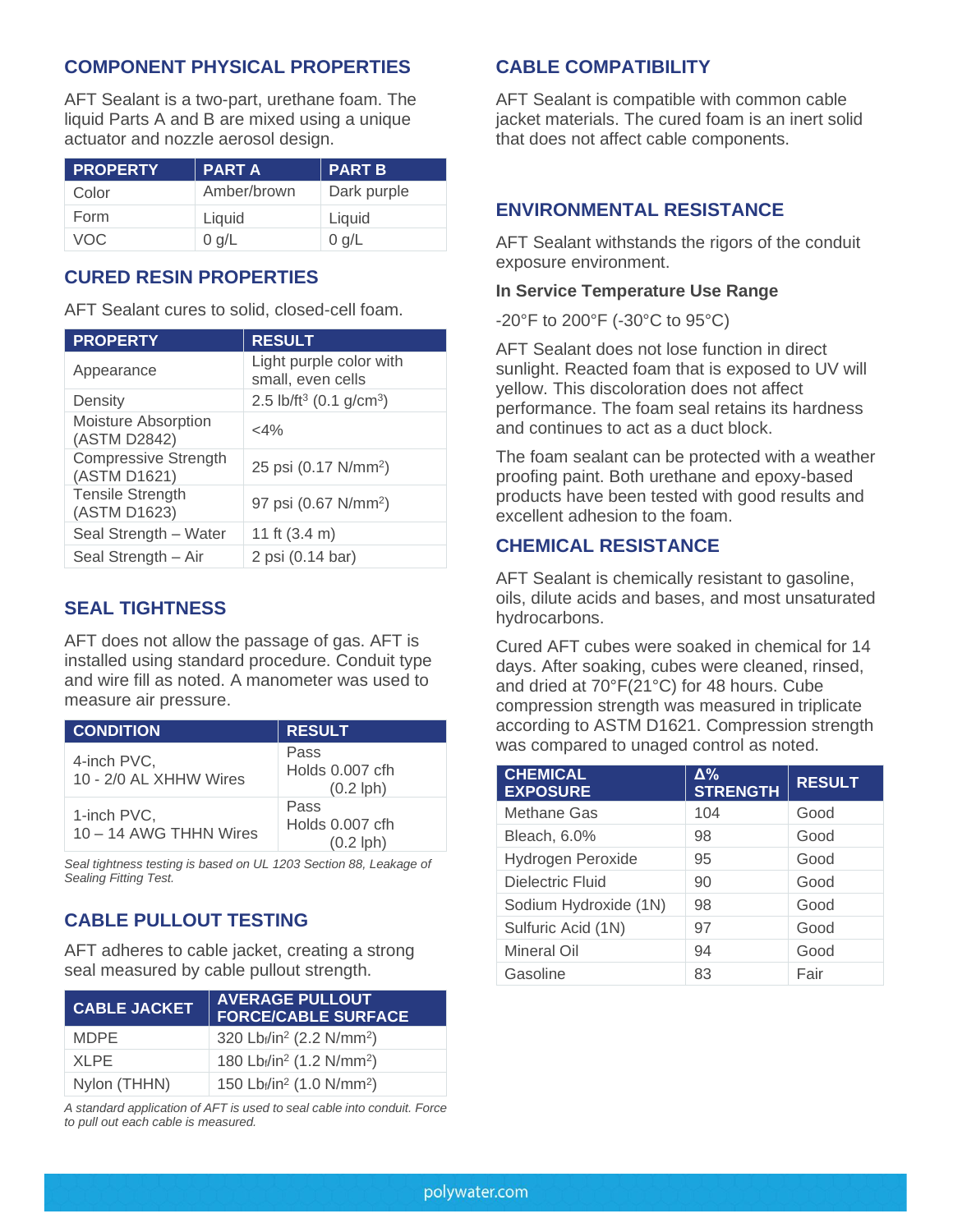## COMPONENT PHYSICAL PROPERTIES

AFT Sealant is a two-part, urethane foam. The liquid Parts A and B are mixed using a unique actuator and nozzle aerosol design.

| PROPERTY | PART A | PART B |
|---|---|---|
| Color | Amber/brown | Dark purple |
| Form | Liquid | Liquid |
| VOC | 0 g/L | 0 g/L |

## CURED RESIN PROPERTIES

AFT Sealant cures to solid, closed-cell foam.

| PROPERTY | RESULT |
|---|---|
| Appearance | Light purple color with small, even cells |
| Density | 2.5 lb/ft$^3$ (0.1 g/cm$^3$) |
| Moisture Absorption (ASTM D2842) | <4% |
| Compressive Strength (ASTM D1621) | 25 psi (0.17 N/mm$^2$) |
| Tensile Strength (ASTM D1623) | 97 psi (0.67 N/mm$^2$) |
| Seal Strength – Water | 11 ft (3.4 m) |
| Seal Strength – Air | 2 psi (0.14 bar) |

## SEAL TIGHTNESS

AFT does not allow the passage of gas. AFT is installed using standard procedure. Conduit type and wire fill as noted. A manometer was used to measure air pressure.

| CONDITION | RESULT |
|---|---|
| 4-inch PVC, 10 - 2/0 AL XHHW Wires | Pass Holds 0.007 cfh (0.2 lph) |
| 1-inch PVC, 10 – 14 AWG THHN Wires | Pass Holds 0.007 cfh (0.2 lph) |

*Seal tightness testing is based on UL 1203 Section 88, Leakage of Sealing Fitting Test.*

## CABLE PULLOUT TESTING

AFT adheres to cable jacket, creating a strong seal measured by cable pullout strength.

| CABLE JACKET | AVERAGE PULLOUT FORCE/CABLE SURFACE |
|---|---|
| MDPE | 320 $Lb_f/in^2$ (2.2 N/mm$^2$) |
| XLPE | 180 $Lb_f/in^2$ (1.2 N/mm$^2$) |
| Nylon (THHN) | 150 $Lb_f/in^2$ (1.0 N/mm$^2$) |

*A standard application of AFT is used to seal cable into conduit. Force to pull out each cable is measured.*

## CABLE COMPATIBILITY

AFT Sealant is compatible with common cable jacket materials. The cured foam is an inert solid that does not affect cable components.

## ENVIRONMENTAL RESISTANCE

AFT Sealant withstands the rigors of the conduit exposure environment.

**In Service Temperature Use Range**

-20°F to 200°F (-30°C to 95°C)

AFT Sealant does not lose function in direct sunlight. Reacted foam that is exposed to UV will yellow. This discoloration does not affect performance. The foam seal retains its hardness and continues to act as a duct block.

The foam sealant can be protected with a weather proofing paint. Both urethane and epoxy-based products have been tested with good results and excellent adhesion to the foam.

## CHEMICAL RESISTANCE

AFT Sealant is chemically resistant to gasoline, oils, dilute acids and bases, and most unsaturated hydrocarbons.

Cured AFT cubes were soaked in chemical for 14 days. After soaking, cubes were cleaned, rinsed, and dried at 70°F(21°C) for 48 hours. Cube compression strength was measured in triplicate according to ASTM D1621. Compression strength was compared to unaged control as noted.

| CHEMICAL EXPOSURE | Δ% STRENGTH | RESULT |
|---|---|---|
| Methane Gas | 104 | Good |
| Bleach, 6.0% | 98 | Good |
| Hydrogen Peroxide | 95 | Good |
| Dielectric Fluid | 90 | Good |
| Sodium Hydroxide (1N) | 98 | Good |
| Sulfuric Acid (1N) | 97 | Good |
| Mineral Oil | 94 | Good |
| Gasoline | 83 | Fair |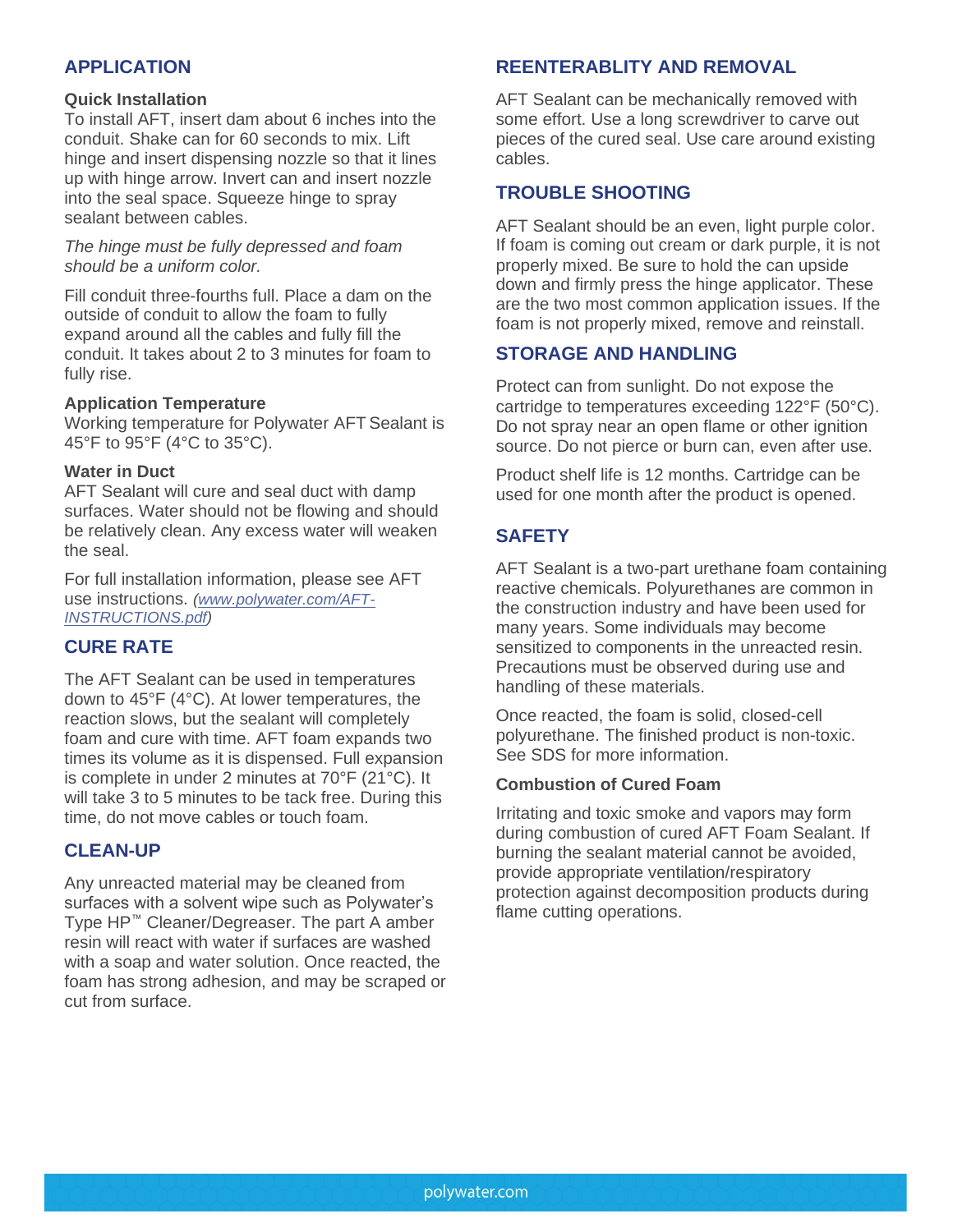## APPLICATION

**Quick Installation**
To install AFT, insert dam about 6 inches into the conduit. Shake can for 60 seconds to mix. Lift hinge and insert dispensing nozzle so that it lines up with hinge arrow. Invert can and insert nozzle into the seal space. Squeeze hinge to spray sealant between cables.

*The hinge must be fully depressed and foam should be a uniform color.*

Fill conduit three-fourths full. Place a dam on the outside of conduit to allow the foam to fully expand around all the cables and fully fill the conduit. It takes about 2 to 3 minutes for foam to fully rise.

**Application Temperature**
Working temperature for Polywater AFT Sealant is 45°F to 95°F (4°C to 35°C).

**Water in Duct**
AFT Sealant will cure and seal duct with damp surfaces. Water should not be flowing and should be relatively clean. Any excess water will weaken the seal.

For full installation information, please see AFT use instructions. *(www.polywater.com/AFT-INSTRUCTIONS.pdf)*

## CURE RATE

The AFT Sealant can be used in temperatures down to 45°F (4°C). At lower temperatures, the reaction slows, but the sealant will completely foam and cure with time. AFT foam expands two times its volume as it is dispensed. Full expansion is complete in under 2 minutes at 70°F (21°C). It will take 3 to 5 minutes to be tack free. During this time, do not move cables or touch foam.

## CLEAN-UP

Any unreacted material may be cleaned from surfaces with a solvent wipe such as Polywater's Type HP™ Cleaner/Degreaser. The part A amber resin will react with water if surfaces are washed with a soap and water solution. Once reacted, the foam has strong adhesion, and may be scraped or cut from surface.

## REENTERABLITY AND REMOVAL

AFT Sealant can be mechanically removed with some effort. Use a long screwdriver to carve out pieces of the cured seal. Use care around existing cables.

## TROUBLE SHOOTING

AFT Sealant should be an even, light purple color. If foam is coming out cream or dark purple, it is not properly mixed. Be sure to hold the can upside down and firmly press the hinge applicator. These are the two most common application issues. If the foam is not properly mixed, remove and reinstall.

## STORAGE AND HANDLING

Protect can from sunlight. Do not expose the cartridge to temperatures exceeding 122°F (50°C). Do not spray near an open flame or other ignition source. Do not pierce or burn can, even after use.

Product shelf life is 12 months. Cartridge can be used for one month after the product is opened.

## SAFETY

AFT Sealant is a two-part urethane foam containing reactive chemicals. Polyurethanes are common in the construction industry and have been used for many years. Some individuals may become sensitized to components in the unreacted resin. Precautions must be observed during use and handling of these materials.

Once reacted, the foam is solid, closed-cell polyurethane. The finished product is non-toxic. See SDS for more information.

**Combustion of Cured Foam**

Irritating and toxic smoke and vapors may form during combustion of cured AFT Foam Sealant. If burning the sealant material cannot be avoided, provide appropriate ventilation/respiratory protection against decomposition products during flame cutting operations.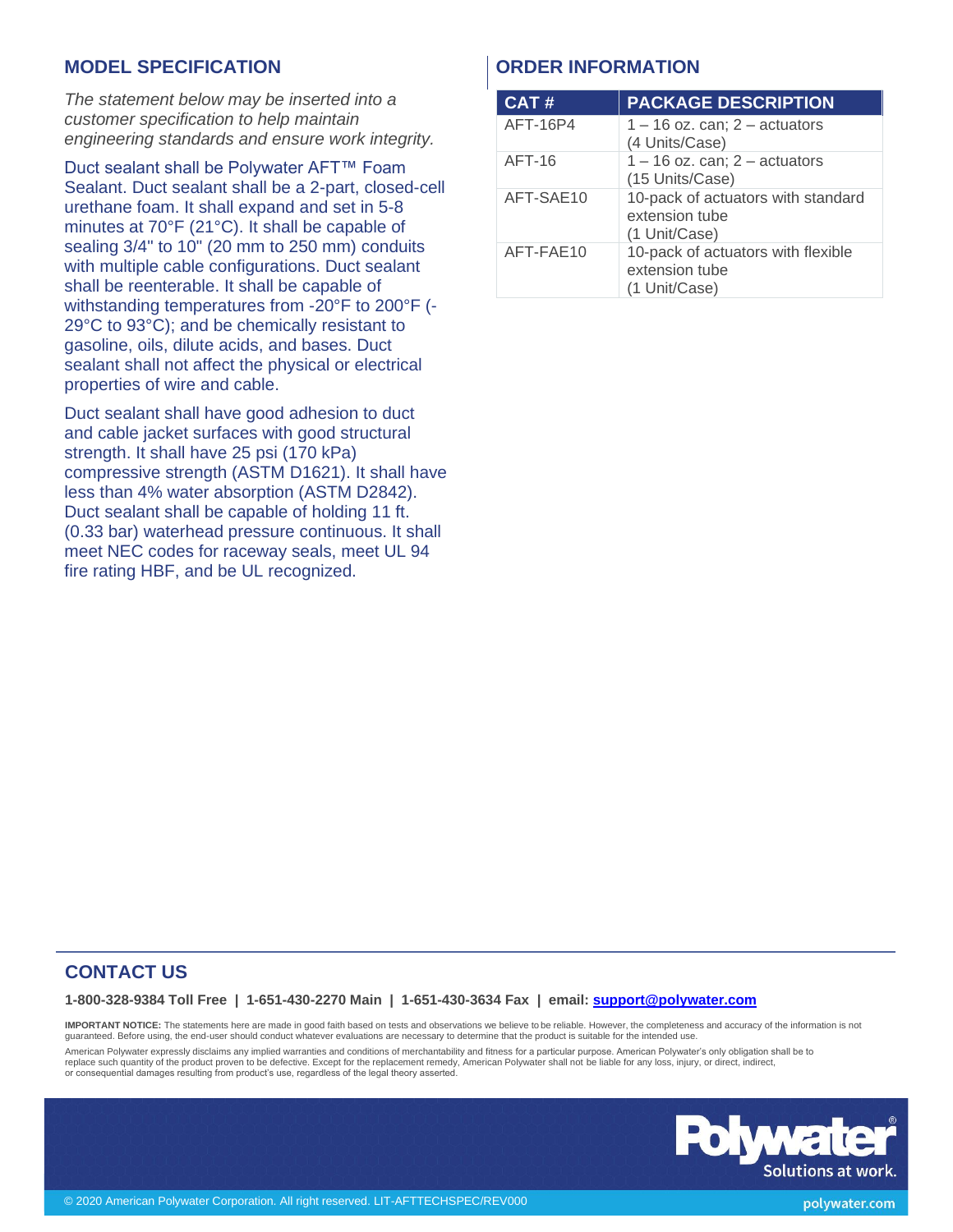## MODEL SPECIFICATION

*The statement below may be inserted into a customer specification to help maintain engineering standards and ensure work integrity.*

Duct sealant shall be Polywater AFT™ Foam Sealant. Duct sealant shall be a 2-part, closed-cell urethane foam. It shall expand and set in 5-8 minutes at 70°F (21°C). It shall be capable of sealing 3/4" to 10" (20 mm to 250 mm) conduits with multiple cable configurations. Duct sealant shall be reenterable. It shall be capable of withstanding temperatures from -20°F to 200°F (-29°C to 93°C); and be chemically resistant to gasoline, oils, dilute acids, and bases. Duct sealant shall not affect the physical or electrical properties of wire and cable.

Duct sealant shall have good adhesion to duct and cable jacket surfaces with good structural strength. It shall have 25 psi (170 kPa) compressive strength (ASTM D1621). It shall have less than 4% water absorption (ASTM D2842). Duct sealant shall be capable of holding 11 ft. (0.33 bar) waterhead pressure continuous. It shall meet NEC codes for raceway seals, meet UL 94 fire rating HBF, and be UL recognized.

## ORDER INFORMATION

| CAT # | PACKAGE DESCRIPTION |
|---|---|
| AFT-16P4 | 1 – 16 oz. can; 2 – actuators (4 Units/Case) |
| AFT-16 | 1 – 16 oz. can; 2 – actuators (15 Units/Case) |
| AFT-SAE10 | 10-pack of actuators with standard extension tube (1 Unit/Case) |
| AFT-FAE10 | 10-pack of actuators with flexible extension tube (1 Unit/Case) |

## CONTACT US

**1-800-328-9384 Toll Free | 1-651-430-2270 Main | 1-651-430-3634 Fax | email: support@polywater.com**

**IMPORTANT NOTICE:** The statements here are made in good faith based on tests and observations we believe to be reliable. However, the completeness and accuracy of the information is not guaranteed. Before using, the end-user should conduct whatever evaluations are necessary to determine that the product is suitable for the intended use.

American Polywater expressly disclaims any implied warranties and conditions of merchantability and fitness for a particular purpose. American Polywater's only obligation shall be to replace such quantity of the product proven to be defective. Except for the replacement remedy, American Polywater shall not be liable for any loss, injury, or direct, indirect, or consequential damages resulting from product's use, regardless of the legal theory asserted.

Polywater® Solutions at work.

© 2020 American Polywater Corporation. All right reserved. LIT-AFTTECHSPEC/REV000

polywater.com